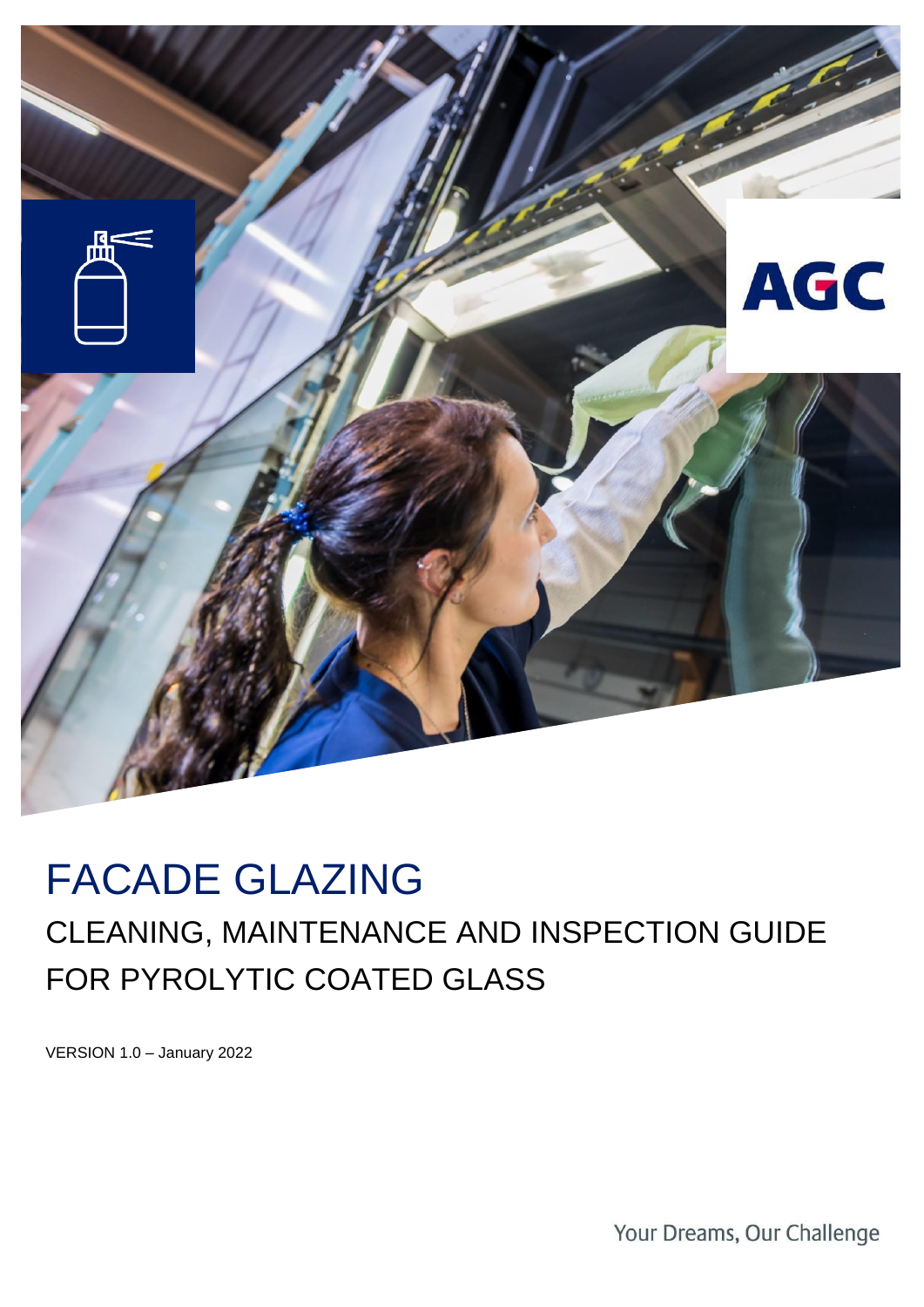AGC

# FACADE GLAZING

## CLEANING, MAINTENANCE AND INSPECTION GUIDE FOR PYROLYTIC COATED GLASS

VERSION 1.0 – January 2022

Your Dreams, Our Challenge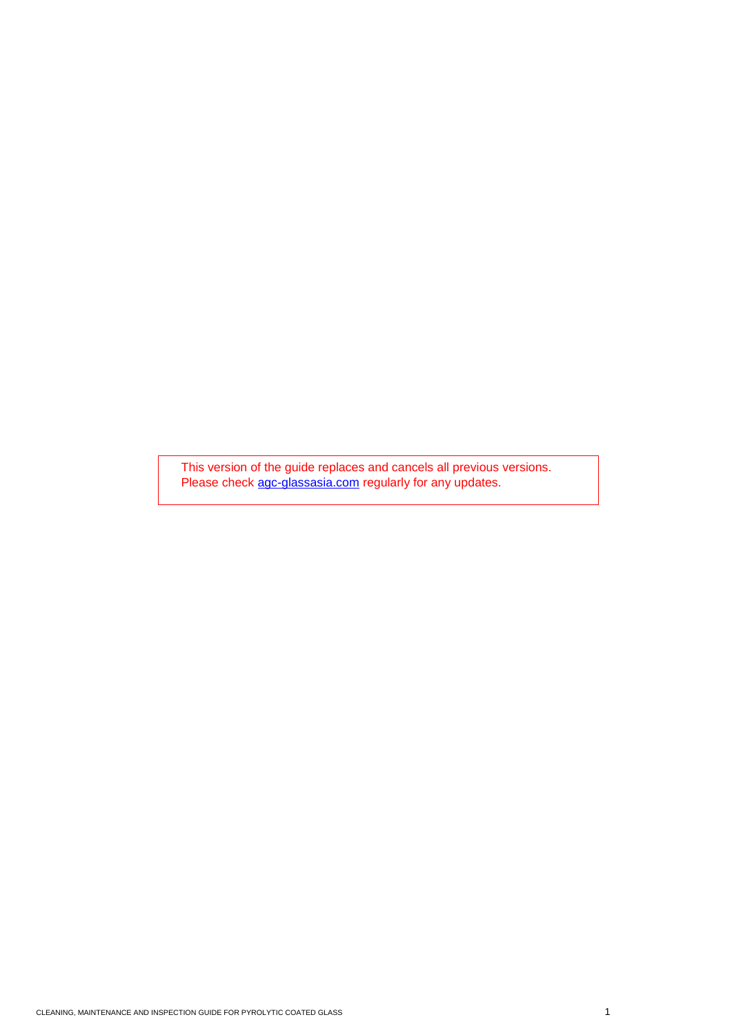This version of the guide replaces and cancels all previous versions.
Please check [agc-glassasia.com](agc-glassasia.com) regularly for any updates.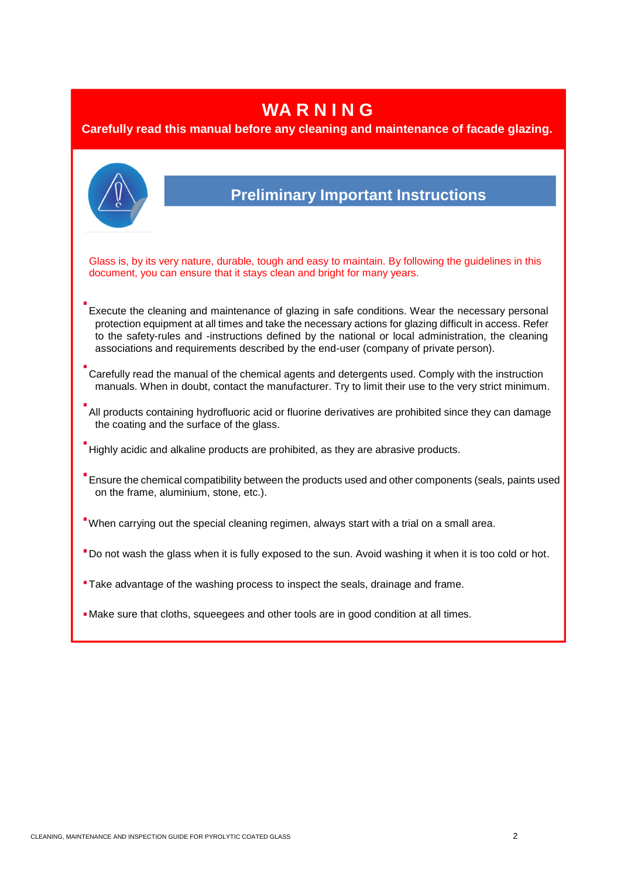# WARNING

**Carefully read this manual before any cleaning and maintenance of facade glazing.**

## Preliminary Important Instructions

Glass is, by its very nature, durable, tough and easy to maintain. By following the guidelines in this document, you can ensure that it stays clean and bright for many years.

- Execute the cleaning and maintenance of glazing in safe conditions. Wear the necessary personal protection equipment at all times and take the necessary actions for glazing difficult in access. Refer to the safety-rules and -instructions defined by the national or local administration, the cleaning associations and requirements described by the end-user (company of private person).
- Carefully read the manual of the chemical agents and detergents used. Comply with the instruction manuals. When in doubt, contact the manufacturer. Try to limit their use to the very strict minimum.
- All products containing hydrofluoric acid or fluorine derivatives are prohibited since they can damage the coating and the surface of the glass.
- Highly acidic and alkaline products are prohibited, as they are abrasive products.
- Ensure the chemical compatibility between the products used and other components (seals, paints used on the frame, aluminium, stone, etc.).
- When carrying out the special cleaning regimen, always start with a trial on a small area.
- Do not wash the glass when it is fully exposed to the sun. Avoid washing it when it is too cold or hot.
- Take advantage of the washing process to inspect the seals, drainage and frame.
- Make sure that cloths, squeegees and other tools are in good condition at all times.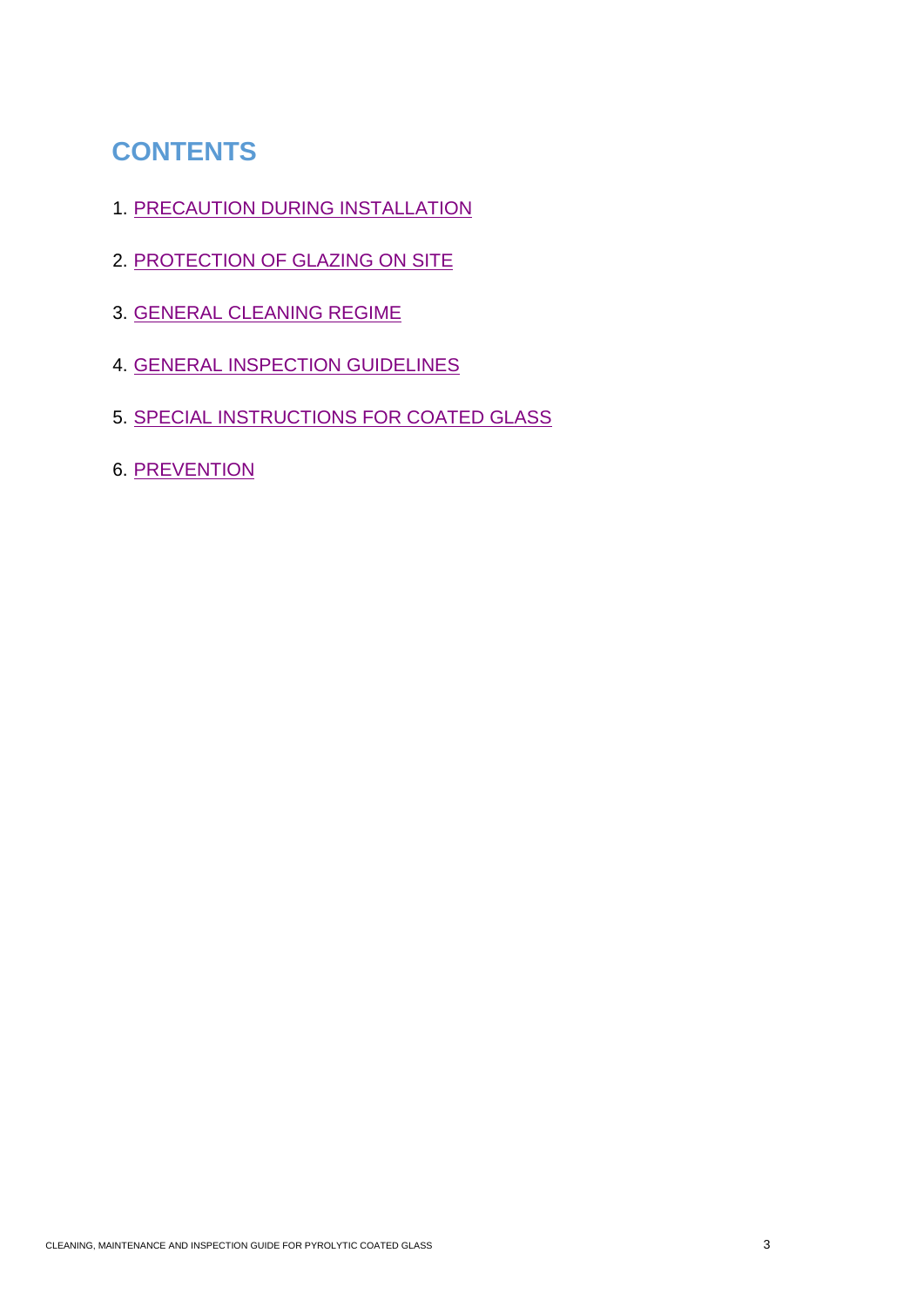## CONTENTS

1. PRECAUTION DURING INSTALLATION
2. PROTECTION OF GLAZING ON SITE
3. GENERAL CLEANING REGIME
4. GENERAL INSPECTION GUIDELINES
5. SPECIAL INSTRUCTIONS FOR COATED GLASS
6. PREVENTION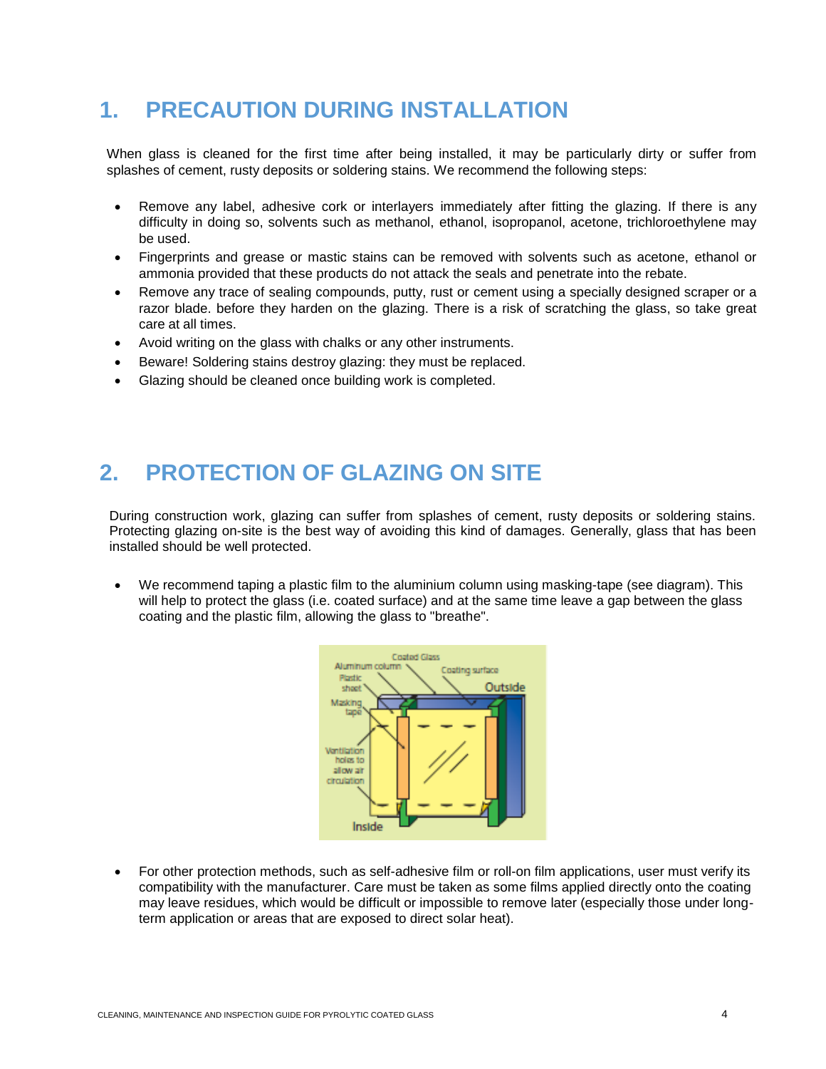# 1. PRECAUTION DURING INSTALLATION

When glass is cleaned for the first time after being installed, it may be particularly dirty or suffer from splashes of cement, rusty deposits or soldering stains. We recommend the following steps:

- Remove any label, adhesive cork or interlayers immediately after fitting the glazing. If there is any difficulty in doing so, solvents such as methanol, ethanol, isopropanol, acetone, trichloroethylene may be used.
- Fingerprints and grease or mastic stains can be removed with solvents such as acetone, ethanol or ammonia provided that these products do not attack the seals and penetrate into the rebate.
- Remove any trace of sealing compounds, putty, rust or cement using a specially designed scraper or a razor blade. before they harden on the glazing. There is a risk of scratching the glass, so take great care at all times.
- Avoid writing on the glass with chalks or any other instruments.
- Beware! Soldering stains destroy glazing: they must be replaced.
- Glazing should be cleaned once building work is completed.

# 2. PROTECTION OF GLAZING ON SITE

During construction work, glazing can suffer from splashes of cement, rusty deposits or soldering stains. Protecting glazing on-site is the best way of avoiding this kind of damages. Generally, glass that has been installed should be well protected.

- We recommend taping a plastic film to the aluminium column using masking-tape (see diagram). This will help to protect the glass (i.e. coated surface) and at the same time leave a gap between the glass coating and the plastic film, allowing the glass to "breathe".
- For other protection methods, such as self-adhesive film or roll-on film applications, user must verify its compatibility with the manufacturer. Care must be taken as some films applied directly onto the coating may leave residues, which would be difficult or impossible to remove later (especially those under long-term application or areas that are exposed to direct solar heat).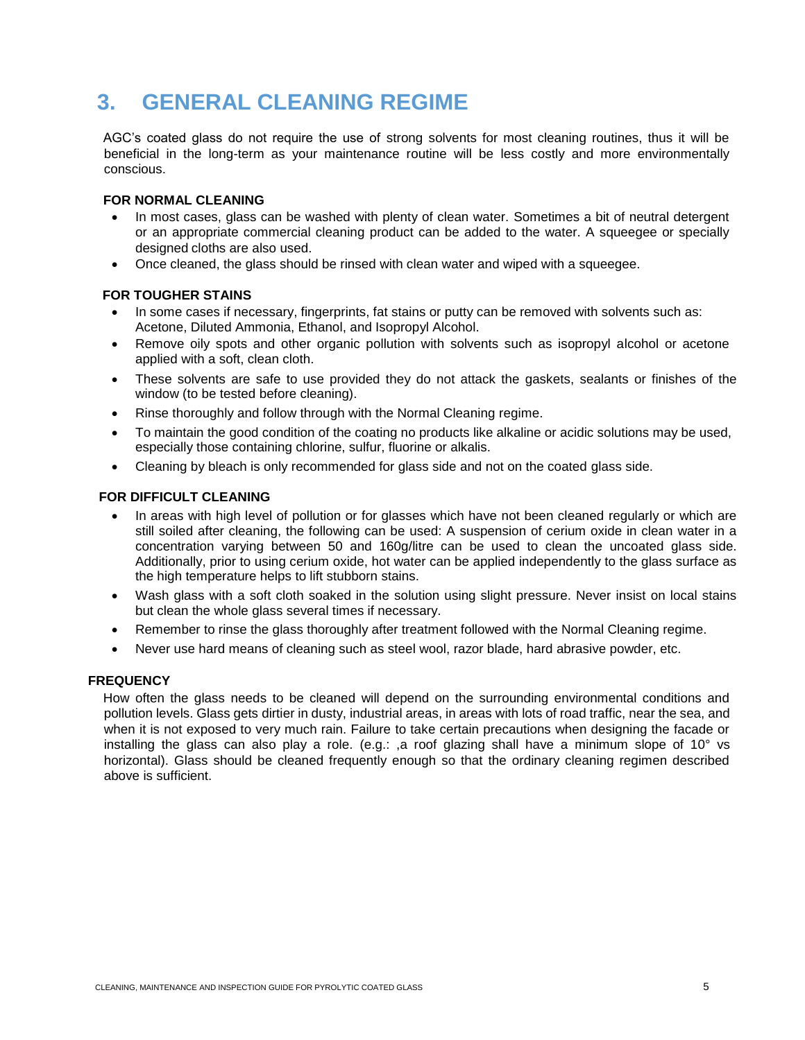# 3. GENERAL CLEANING REGIME

AGC's coated glass do not require the use of strong solvents for most cleaning routines, thus it will be beneficial in the long-term as your maintenance routine will be less costly and more environmentally conscious.

**FOR NORMAL CLEANING**

- In most cases, glass can be washed with plenty of clean water. Sometimes a bit of neutral detergent or an appropriate commercial cleaning product can be added to the water. A squeegee or specially designed cloths are also used.
- Once cleaned, the glass should be rinsed with clean water and wiped with a squeegee.

**FOR TOUGHER STAINS**

- In some cases if necessary, fingerprints, fat stains or putty can be removed with solvents such as: Acetone, Diluted Ammonia, Ethanol, and Isopropyl Alcohol.
- Remove oily spots and other organic pollution with solvents such as isopropyl alcohol or acetone applied with a soft, clean cloth.
- These solvents are safe to use provided they do not attack the gaskets, sealants or finishes of the window (to be tested before cleaning).
- Rinse thoroughly and follow through with the Normal Cleaning regime.
- To maintain the good condition of the coating no products like alkaline or acidic solutions may be used, especially those containing chlorine, sulfur, fluorine or alkalis.
- Cleaning by bleach is only recommended for glass side and not on the coated glass side.

**FOR DIFFICULT CLEANING**

- In areas with high level of pollution or for glasses which have not been cleaned regularly or which are still soiled after cleaning, the following can be used: A suspension of cerium oxide in clean water in a concentration varying between 50 and 160g/litre can be used to clean the uncoated glass side. Additionally, prior to using cerium oxide, hot water can be applied independently to the glass surface as the high temperature helps to lift stubborn stains.
- Wash glass with a soft cloth soaked in the solution using slight pressure. Never insist on local stains but clean the whole glass several times if necessary.
- Remember to rinse the glass thoroughly after treatment followed with the Normal Cleaning regime.
- Never use hard means of cleaning such as steel wool, razor blade, hard abrasive powder, etc.

**FREQUENCY**

How often the glass needs to be cleaned will depend on the surrounding environmental conditions and pollution levels. Glass gets dirtier in dusty, industrial areas, in areas with lots of road traffic, near the sea, and when it is not exposed to very much rain. Failure to take certain precautions when designing the facade or installing the glass can also play a role. (e.g.: ,a roof glazing shall have a minimum slope of 10° vs horizontal). Glass should be cleaned frequently enough so that the ordinary cleaning regimen described above is sufficient.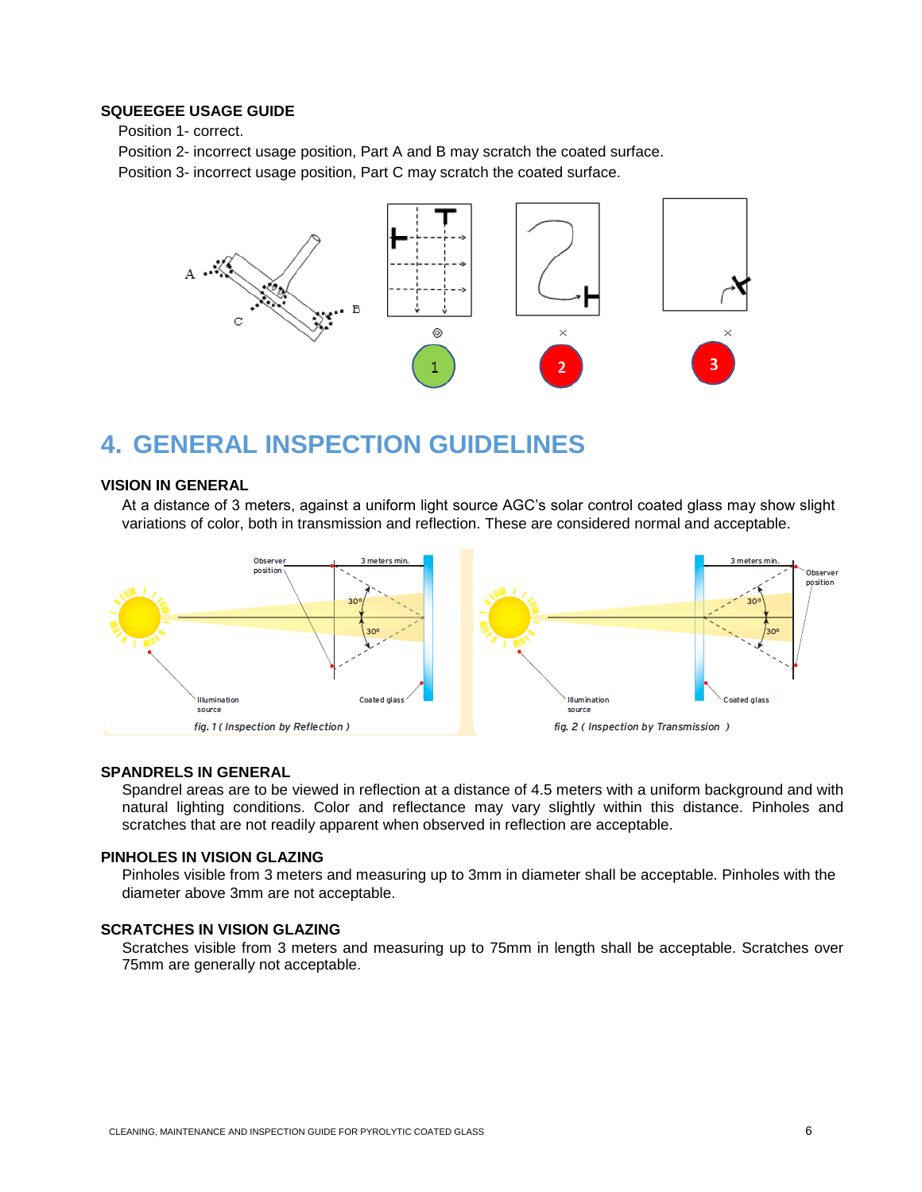**SQUEEGEE USAGE GUIDE**

Position 1- correct.

Position 2- incorrect usage position, Part A and B may scratch the coated surface.

Position 3- incorrect usage position, Part C may scratch the coated surface.

# 4. GENERAL INSPECTION GUIDELINES

**VISION IN GENERAL**

At a distance of 3 meters, against a uniform light source AGC's solar control coated glass may show slight variations of color, both in transmission and reflection. These are considered normal and acceptable.

*fig. 1 ( Inspection by Reflection )*

*fig. 2 ( Inspection by Transmission )*

**SPANDRELS IN GENERAL**

Spandrel areas are to be viewed in reflection at a distance of 4.5 meters with a uniform background and with natural lighting conditions. Color and reflectance may vary slightly within this distance. Pinholes and scratches that are not readily apparent when observed in reflection are acceptable.

**PINHOLES IN VISION GLAZING**

Pinholes visible from 3 meters and measuring up to 3mm in diameter shall be acceptable. Pinholes with the diameter above 3mm are not acceptable.

**SCRATCHES IN VISION GLAZING**

Scratches visible from 3 meters and measuring up to 75mm in length shall be acceptable. Scratches over 75mm are generally not acceptable.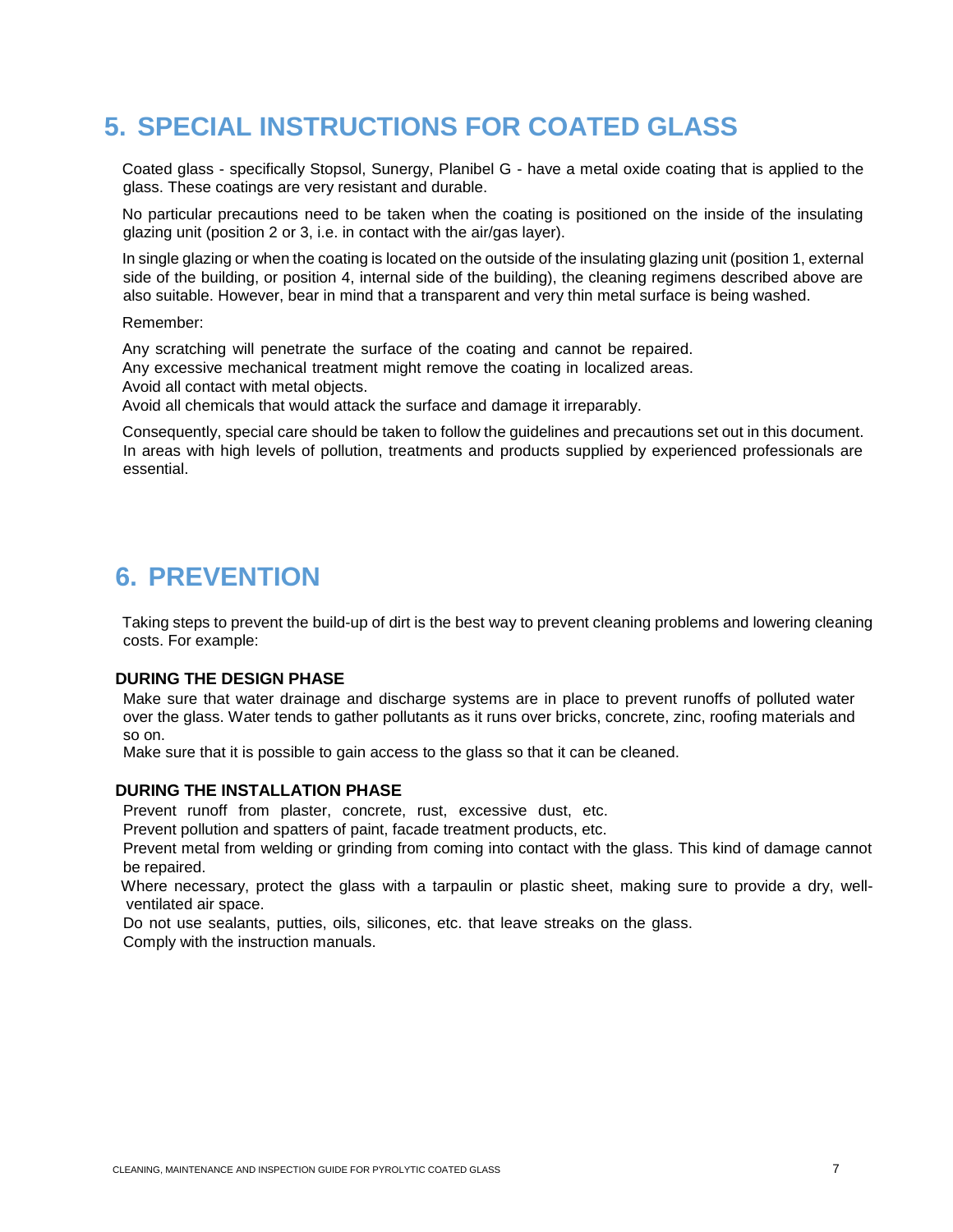## 5. SPECIAL INSTRUCTIONS FOR COATED GLASS

Coated glass - specifically Stopsol, Sunergy, Planibel G - have a metal oxide coating that is applied to the glass. These coatings are very resistant and durable.

No particular precautions need to be taken when the coating is positioned on the inside of the insulating glazing unit (position 2 or 3, i.e. in contact with the air/gas layer).

In single glazing or when the coating is located on the outside of the insulating glazing unit (position 1, external side of the building, or position 4, internal side of the building), the cleaning regimens described above are also suitable. However, bear in mind that a transparent and very thin metal surface is being washed.

Remember:

Any scratching will penetrate the surface of the coating and cannot be repaired.
Any excessive mechanical treatment might remove the coating in localized areas.
Avoid all contact with metal objects.
Avoid all chemicals that would attack the surface and damage it irreparably.

Consequently, special care should be taken to follow the guidelines and precautions set out in this document. In areas with high levels of pollution, treatments and products supplied by experienced professionals are essential.

## 6. PREVENTION

Taking steps to prevent the build-up of dirt is the best way to prevent cleaning problems and lowering cleaning costs. For example:

**DURING THE DESIGN PHASE**

Make sure that water drainage and discharge systems are in place to prevent runoffs of polluted water over the glass. Water tends to gather pollutants as it runs over bricks, concrete, zinc, roofing materials and so on.
Make sure that it is possible to gain access to the glass so that it can be cleaned.

**DURING THE INSTALLATION PHASE**

Prevent runoff from plaster, concrete, rust, excessive dust, etc.
Prevent pollution and spatters of paint, facade treatment products, etc.
Prevent metal from welding or grinding from coming into contact with the glass. This kind of damage cannot be repaired.
Where necessary, protect the glass with a tarpaulin or plastic sheet, making sure to provide a dry, well-ventilated air space.
Do not use sealants, putties, oils, silicones, etc. that leave streaks on the glass.
Comply with the instruction manuals.